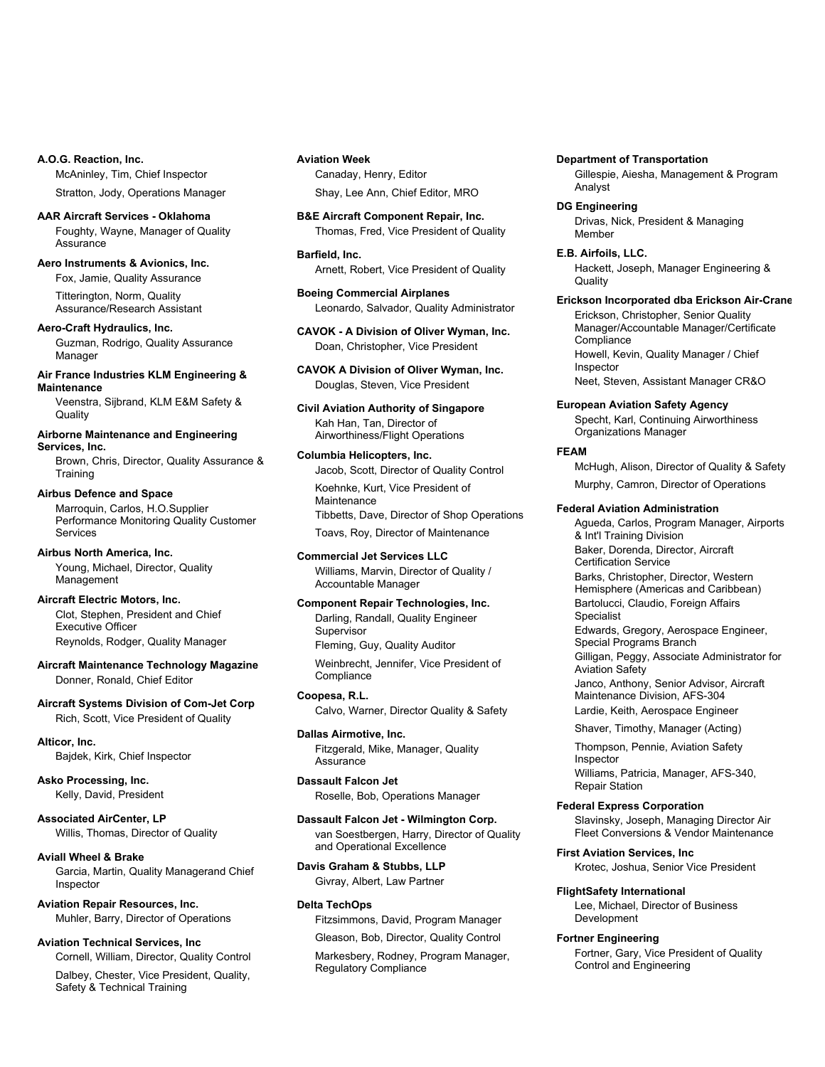**A.O.G. Reaction, Inc.**
McAninley, Tim, Chief Inspector
Stratton, Jody, Operations Manager

**AAR Aircraft Services - Oklahoma**
Foughty, Wayne, Manager of Quality Assurance

**Aero Instruments & Avionics, Inc.**
Fox, Jamie, Quality Assurance
Titterington, Norm, Quality Assurance/Research Assistant

**Aero-Craft Hydraulics, Inc.**
Guzman, Rodrigo, Quality Assurance Manager

**Air France Industries KLM Engineering & Maintenance**
Veenstra, Sijbrand, KLM E&M Safety & Quality

**Airborne Maintenance and Engineering Services, Inc.**
Brown, Chris, Director, Quality Assurance & Training

**Airbus Defence and Space**
Marroquin, Carlos, H.O.Supplier Performance Monitoring Quality Customer Services

**Airbus North America, Inc.**
Young, Michael, Director, Quality Management

**Aircraft Electric Motors, Inc.**
Clot, Stephen, President and Chief Executive Officer
Reynolds, Rodger, Quality Manager

**Aircraft Maintenance Technology Magazine**
Donner, Ronald, Chief Editor

**Aircraft Systems Division of Com-Jet Corp**
Rich, Scott, Vice President of Quality

**Alticor, Inc.**
Bajdek, Kirk, Chief Inspector

**Asko Processing, Inc.**
Kelly, David, President

**Associated AirCenter, LP**
Willis, Thomas, Director of Quality

**Aviall Wheel & Brake**
Garcia, Martin, Quality Managerand Chief Inspector

**Aviation Repair Resources, Inc.**
Muhler, Barry, Director of Operations

**Aviation Technical Services, Inc**
Cornell, William, Director, Quality Control
Dalbey, Chester, Vice President, Quality, Safety & Technical Training

**Aviation Week**
Canaday, Henry, Editor
Shay, Lee Ann, Chief Editor, MRO

**B&E Aircraft Component Repair, Inc.**
Thomas, Fred, Vice President of Quality

**Barfield, Inc.**
Arnett, Robert, Vice President of Quality

**Boeing Commercial Airplanes**
Leonardo, Salvador, Quality Administrator

**CAVOK - A Division of Oliver Wyman, Inc.**
Doan, Christopher, Vice President

**CAVOK A Division of Oliver Wyman, Inc.**
Douglas, Steven, Vice President

**Civil Aviation Authority of Singapore**
Kah Han, Tan, Director of Airworthiness/Flight Operations

**Columbia Helicopters, Inc.**
Jacob, Scott, Director of Quality Control
Koehnke, Kurt, Vice President of Maintenance
Tibbetts, Dave, Director of Shop Operations
Toavs, Roy, Director of Maintenance

**Commercial Jet Services LLC**
Williams, Marvin, Director of Quality / Accountable Manager

**Component Repair Technologies, Inc.**
Darling, Randall, Quality Engineer Supervisor
Fleming, Guy, Quality Auditor
Weinbrecht, Jennifer, Vice President of Compliance

**Coopesa, R.L.**
Calvo, Warner, Director Quality & Safety

**Dallas Airmotive, Inc.**
Fitzgerald, Mike, Manager, Quality Assurance

**Dassault Falcon Jet**
Roselle, Bob, Operations Manager

**Dassault Falcon Jet - Wilmington Corp.**
van Soestbergen, Harry, Director of Quality and Operational Excellence

**Davis Graham & Stubbs, LLP**
Givray, Albert, Law Partner

**Delta TechOps**
Fitzsimmons, David, Program Manager
Gleason, Bob, Director, Quality Control
Markesbery, Rodney, Program Manager, Regulatory Compliance

**Department of Transportation**
Gillespie, Aiesha, Management & Program Analyst

**DG Engineering**
Drivas, Nick, President & Managing Member

**E.B. Airfoils, LLC.**
Hackett, Joseph, Manager Engineering & Quality

**Erickson Incorporated dba Erickson Air-Crane**
Erickson, Christopher, Senior Quality Manager/Accountable Manager/Certificate Compliance
Howell, Kevin, Quality Manager / Chief Inspector
Neet, Steven, Assistant Manager CR&O

**European Aviation Safety Agency**
Specht, Karl, Continuing Airworthiness Organizations Manager

**FEAM**
McHugh, Alison, Director of Quality & Safety
Murphy, Camron, Director of Operations

**Federal Aviation Administration**
Agueda, Carlos, Program Manager, Airports & Int'l Training Division
Baker, Dorenda, Director, Aircraft Certification Service
Barks, Christopher, Director, Western Hemisphere (Americas and Caribbean)
Bartolucci, Claudio, Foreign Affairs Specialist
Edwards, Gregory, Aerospace Engineer, Special Programs Branch
Gilligan, Peggy, Associate Administrator for Aviation Safety
Janco, Anthony, Senior Advisor, Aircraft Maintenance Division, AFS-304
Lardie, Keith, Aerospace Engineer
Shaver, Timothy, Manager (Acting)
Thompson, Pennie, Aviation Safety Inspector
Williams, Patricia, Manager, AFS-340, Repair Station

**Federal Express Corporation**
Slavinsky, Joseph, Managing Director Air Fleet Conversions & Vendor Maintenance

**First Aviation Services, Inc**
Krotec, Joshua, Senior Vice President

**FlightSafety International**
Lee, Michael, Director of Business Development

**Fortner Engineering**
Fortner, Gary, Vice President of Quality Control and Engineering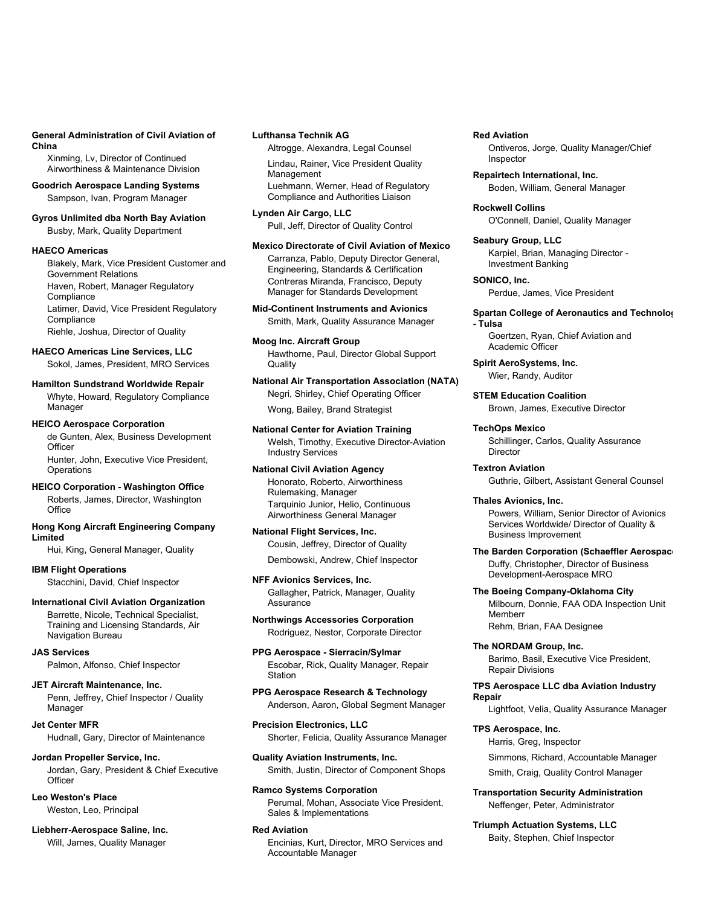**General Administration of Civil Aviation of China**
Xinming, Lv, Director of Continued Airworthiness & Maintenance Division

**Goodrich Aerospace Landing Systems**
Sampson, Ivan, Program Manager

**Gyros Unlimited dba North Bay Aviation**
Busby, Mark, Quality Department

**HAECO Americas**
Blakely, Mark, Vice President Customer and Government Relations
Haven, Robert, Manager Regulatory Compliance
Latimer, David, Vice President Regulatory Compliance
Riehle, Joshua, Director of Quality

**HAECO Americas Line Services, LLC**
Sokol, James, President, MRO Services

**Hamilton Sundstrand Worldwide Repair**
Whyte, Howard, Regulatory Compliance Manager

**HEICO Aerospace Corporation**
de Gunten, Alex, Business Development Officer
Hunter, John, Executive Vice President, Operations

**HEICO Corporation - Washington Office**
Roberts, James, Director, Washington Office

**Hong Kong Aircraft Engineering Company Limited**
Hui, King, General Manager, Quality

**IBM Flight Operations**
Stacchini, David, Chief Inspector

**International Civil Aviation Organization**
Barrette, Nicole, Technical Specialist, Training and Licensing Standards, Air Navigation Bureau

**JAS Services**
Palmon, Alfonso, Chief Inspector

**JET Aircraft Maintenance, Inc.**
Penn, Jeffrey, Chief Inspector / Quality Manager

**Jet Center MFR**
Hudnall, Gary, Director of Maintenance

**Jordan Propeller Service, Inc.**
Jordan, Gary, President & Chief Executive Officer

**Leo Weston's Place**
Weston, Leo, Principal

**Liebherr-Aerospace Saline, Inc.**
Will, James, Quality Manager

**Lufthansa Technik AG**
Altrogge, Alexandra, Legal Counsel
Lindau, Rainer, Vice President Quality Management
Luehmann, Werner, Head of Regulatory Compliance and Authorities Liaison

**Lynden Air Cargo, LLC**
Pull, Jeff, Director of Quality Control

**Mexico Directorate of Civil Aviation of Mexico**
Carranza, Pablo, Deputy Director General, Engineering, Standards & Certification
Contreras Miranda, Francisco, Deputy Manager for Standards Development

**Mid-Continent Instruments and Avionics**
Smith, Mark, Quality Assurance Manager

**Moog Inc. Aircraft Group**
Hawthorne, Paul, Director Global Support Quality

**National Air Transportation Association (NATA)**
Negri, Shirley, Chief Operating Officer
Wong, Bailey, Brand Strategist

**National Center for Aviation Training**
Welsh, Timothy, Executive Director-Aviation Industry Services

**National Civil Aviation Agency**
Honorato, Roberto, Airworthiness Rulemaking, Manager
Tarquinio Junior, Helio, Continuous Airworthiness General Manager

**National Flight Services, Inc.**
Cousin, Jeffrey, Director of Quality
Dembowski, Andrew, Chief Inspector

**NFF Avionics Services, Inc.**
Gallagher, Patrick, Manager, Quality Assurance

**Northwings Accessories Corporation**
Rodriguez, Nestor, Corporate Director

**PPG Aerospace - Sierracin/Sylmar**
Escobar, Rick, Quality Manager, Repair Station

**PPG Aerospace Research & Technology**
Anderson, Aaron, Global Segment Manager

**Precision Electronics, LLC**
Shorter, Felicia, Quality Assurance Manager

**Quality Aviation Instruments, Inc.**
Smith, Justin, Director of Component Shops

**Ramco Systems Corporation**
Perumal, Mohan, Associate Vice President, Sales & Implementations

**Red Aviation**
Encinias, Kurt, Director, MRO Services and Accountable Manager

**Red Aviation**
Ontiveros, Jorge, Quality Manager/Chief Inspector

**Repairtech International, Inc.**
Boden, William, General Manager

**Rockwell Collins**
O'Connell, Daniel, Quality Manager

**Seabury Group, LLC**
Karpiel, Brian, Managing Director - Investment Banking

**SONICO, Inc.**
Perdue, James, Vice President

**Spartan College of Aeronautics and Technolog - Tulsa**
Goertzen, Ryan, Chief Aviation and Academic Officer

**Spirit AeroSystems, Inc.**
Wier, Randy, Auditor

**STEM Education Coalition**
Brown, James, Executive Director

**TechOps Mexico**
Schillinger, Carlos, Quality Assurance Director

**Textron Aviation**
Guthrie, Gilbert, Assistant General Counsel

**Thales Avionics, Inc.**
Powers, William, Senior Director of Avionics Services Worldwide/ Director of Quality & Business Improvement

**The Barden Corporation (Schaeffler Aerospac**
Duffy, Christopher, Director of Business Development-Aerospace MRO

**The Boeing Company-Oklahoma City**
Milbourn, Donnie, FAA ODA Inspection Unit Memberr
Rehm, Brian, FAA Designee

**The NORDAM Group, Inc.**
Barimo, Basil, Executive Vice President, Repair Divisions

**TPS Aerospace LLC dba Aviation Industry Repair**
Lightfoot, Velia, Quality Assurance Manager

**TPS Aerospace, Inc.**
Harris, Greg, Inspector
Simmons, Richard, Accountable Manager
Smith, Craig, Quality Control Manager

**Transportation Security Administration**
Neffenger, Peter, Administrator

**Triumph Actuation Systems, LLC**
Baity, Stephen, Chief Inspector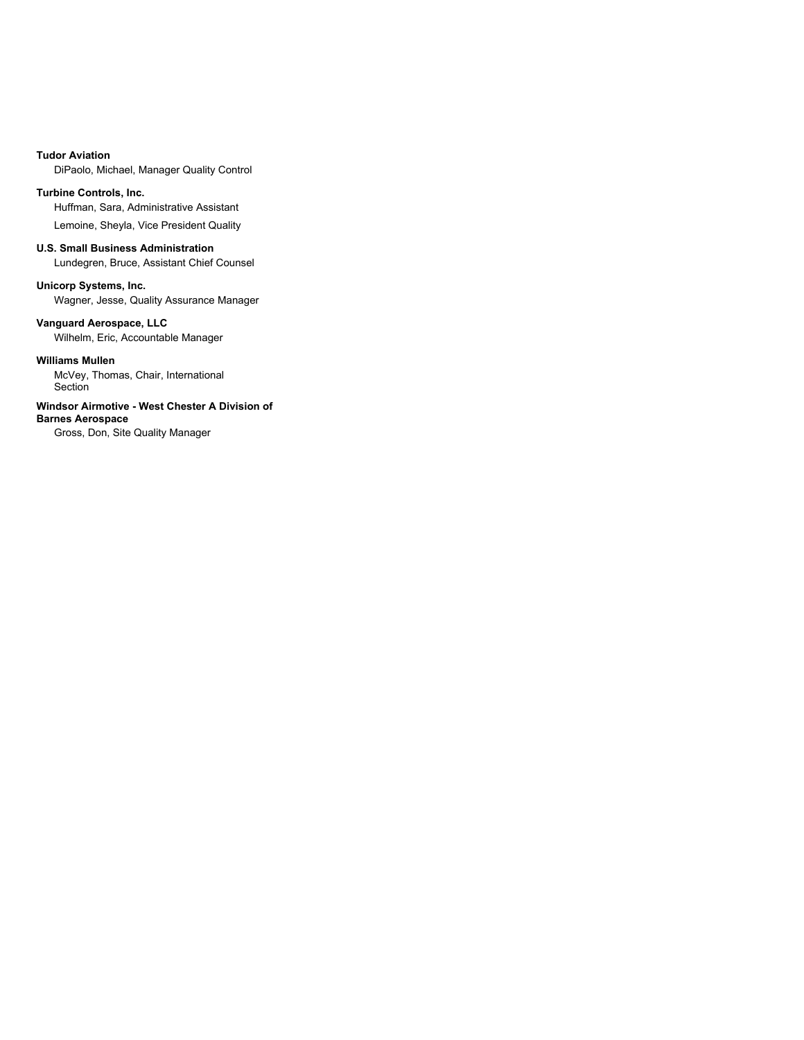**Tudor Aviation**

DiPaolo, Michael, Manager Quality Control

**Turbine Controls, Inc.**

Huffman, Sara, Administrative Assistant

Lemoine, Sheyla, Vice President Quality

**U.S. Small Business Administration**

Lundegren, Bruce, Assistant Chief Counsel

**Unicorp Systems, Inc.**

Wagner, Jesse, Quality Assurance Manager

**Vanguard Aerospace, LLC**

Wilhelm, Eric, Accountable Manager

**Williams Mullen**

McVey, Thomas, Chair, International Section

**Windsor Airmotive - West Chester A Division of Barnes Aerospace**

Gross, Don, Site Quality Manager